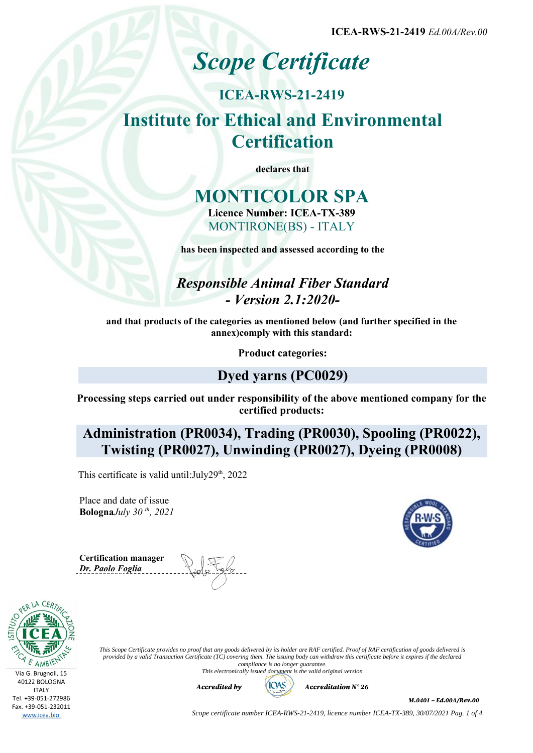ICEA-RWS-21-2419 *Ed.00A/Rev.00*

# *Scope Certificate*

## ICEA-RWS-21-2419

## Institute for Ethical and Environmental Certification

**declares that**

# MONTICOLOR SPA

**Licence Number: ICEA-TX-389**

MONTIRONE(BS) - ITALY

**has been inspected and assessed according to the**

## *Responsible Animal Fiber Standard - Version 2.1:2020-*

**and that products of the categories as mentioned below (and further specified in the annex)comply with this standard:**

**Product categories:**

## Dyed yarns (PC0029)

**Processing steps carried out under responsibility of the above mentioned company for the certified products:**

## Administration (PR0034), Trading (PR0030), Spooling (PR0022), Twisting (PR0027), Unwinding (PR0027), Dyeing (PR0008)

This certificate is valid until:July29th, 2022

Place and date of issue
**Bologna***July 30 th, 2021*

**Certification manager**
***Dr. Paolo Foglia***

Via G. Brugnoli, 15
40122 BOLOGNA
ITALY
Tel. +39-051-272986
Fax. +39-051-232011
www.icea.bio

*This Scope Certificate provides no proof that any goods delivered by its holder are RAF certified. Proof of RAF certification of goods delivered is provided by a valid Transaction Certificate (TC) covering them. The issuing body can withdraw this certificate before it expires if the declared compliance is no longer guarantee.*
*This electronically issued document is the valid original version*

***Accredited by*** IOAS ***Accreditation N° 26***

***M.0401 – Ed.00A/Rev.00***

*Scope certificate number ICEA-RWS-21-2419, licence number ICEA-TX-389, 30/07/2021*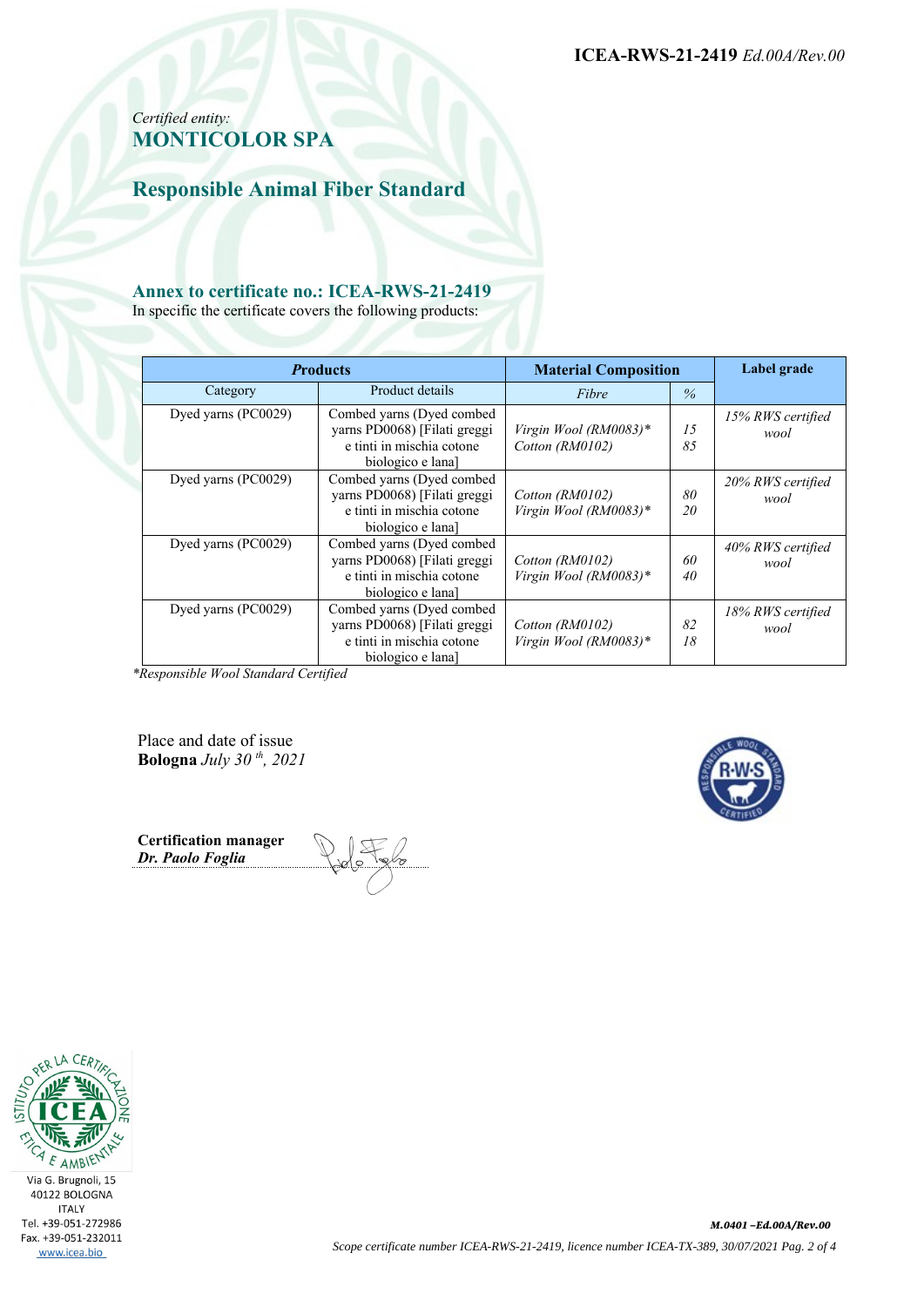*Certified entity:*
**MONTICOLOR SPA**

## Responsible Animal Fiber Standard

### Annex to certificate no.: ICEA-RWS-21-2419

In specific the certificate covers the following products:

| ***Products*** | | **Material Composition** | | **Label grade** |
|---|---|---|---|---|
| Category | Product details | *Fibre* | *%* | |
| Dyed yarns (PC0029) | Combed yarns (Dyed combed yarns PD0068) [Filati greggi e tinti in mischia cotone biologico e lana] | *Virgin Wool (RM0083)\* Cotton (RM0102)* | *15 85* | *15% RWS certified wool* |
| Dyed yarns (PC0029) | Combed yarns (Dyed combed yarns PD0068) [Filati greggi e tinti in mischia cotone biologico e lana] | *Cotton (RM0102) Virgin Wool (RM0083)\** | *80 20* | *20% RWS certified wool* |
| Dyed yarns (PC0029) | Combed yarns (Dyed combed yarns PD0068) [Filati greggi e tinti in mischia cotone biologico e lana] | *Cotton (RM0102) Virgin Wool (RM0083)\** | *60 40* | *40% RWS certified wool* |
| Dyed yarns (PC0029) | Combed yarns (Dyed combed yarns PD0068) [Filati greggi e tinti in mischia cotone biologico e lana] | *Cotton (RM0102) Virgin Wool (RM0083)\** | *82 18* | *18% RWS certified wool* |

*\*Responsible Wool Standard Certified*

Place and date of issue
**Bologna** *July 30 th, 2021*

**Certification manager**
***Dr. Paolo Foglia***

Via G. Brugnoli, 15
40122 BOLOGNA
ITALY
Tel. +39-051-272986
Fax. +39-051-232011
www.icea.bio

*Scope certificate number ICEA-RWS-21-2419, licence number ICEA-TX-389, 30/07/2021*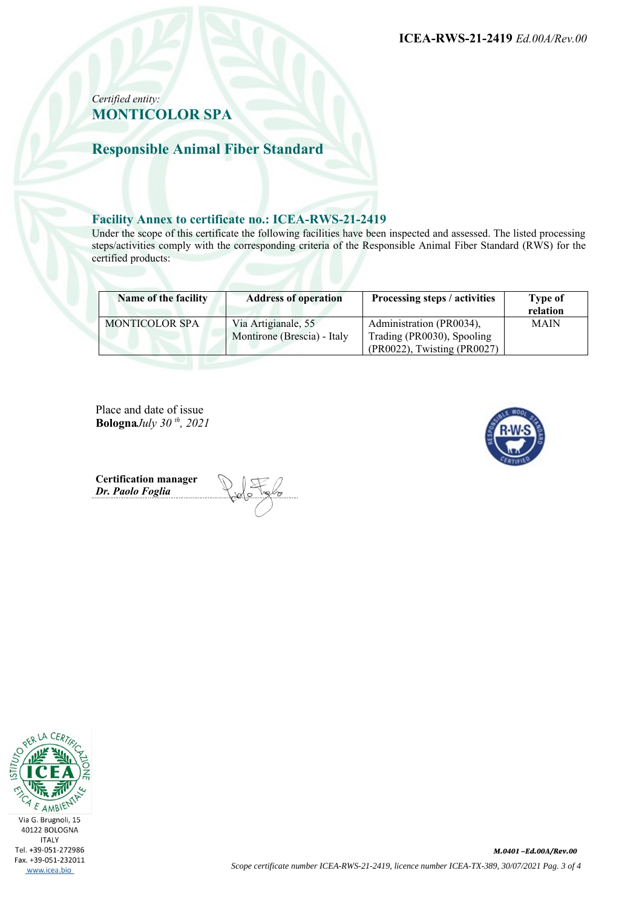**ICEA-RWS-21-2419** *Ed.00A/Rev.00*

*Certified entity:*

## MONTICOLOR SPA

## Responsible Animal Fiber Standard

### Facility Annex to certificate no.: ICEA-RWS-21-2419

Under the scope of this certificate the following facilities have been inspected and assessed. The listed processing steps/activities comply with the corresponding criteria of the Responsible Animal Fiber Standard (RWS) for the certified products:

| Name of the facility | Address of operation | Processing steps / activities | Type of relation |
|---|---|---|---|
| MONTICOLOR SPA | Via Artigianale, 55 Montirone (Brescia) - Italy | Administration (PR0034), Trading (PR0030), Spooling (PR0022), Twisting (PR0027) | MAIN |

Place and date of issue
**Bologna** *July 30 th, 2021*

**Certification manager**
***Dr. Paolo Foglia***

Via G. Brugnoli, 15
40122 BOLOGNA
ITALY
Tel. +39-051-272986
Fax. +39-051-232011
www.icea.bio

***M.0401 –Ed.00A/Rev.00***

*Scope certificate number ICEA-RWS-21-2419, licence number ICEA-TX-389, 30/07/2021*